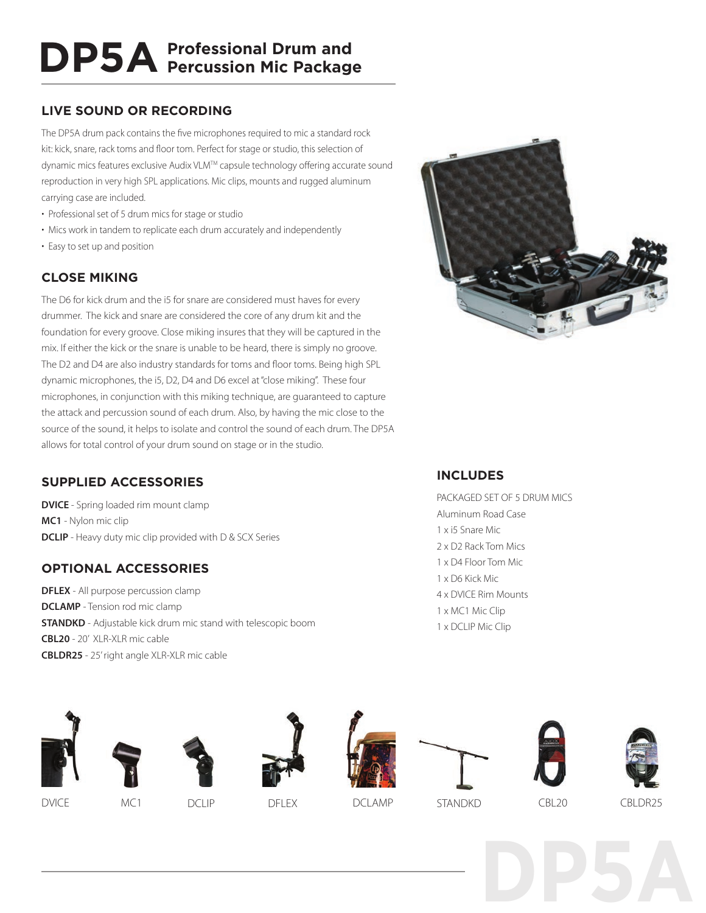# DP5A Professional Drum and Percussion Mic Package

## LIVE SOUND OR RECORDING

The DP5A drum pack contains the five microphones required to mic a standard rock kit: kick, snare, rack toms and floor tom. Perfect for stage or studio, this selection of dynamic mics features exclusive Audix VLM™ capsule technology offering accurate sound reproduction in very high SPL applications. Mic clips, mounts and rugged aluminum carrying case are included.

- Professional set of 5 drum mics for stage or studio
- Mics work in tandem to replicate each drum accurately and independently
- Easy to set up and position

## CLOSE MIKING

The D6 for kick drum and the i5 for snare are considered must haves for every drummer. The kick and snare are considered the core of any drum kit and the foundation for every groove. Close miking insures that they will be captured in the mix. If either the kick or the snare is unable to be heard, there is simply no groove. The D2 and D4 are also industry standards for toms and floor toms. Being high SPL dynamic microphones, the i5, D2, D4 and D6 excel at "close miking". These four microphones, in conjunction with this miking technique, are guaranteed to capture the attack and percussion sound of each drum. Also, by having the mic close to the source of the sound, it helps to isolate and control the sound of each drum. The DP5A allows for total control of your drum sound on stage or in the studio.

## SUPPLIED ACCESSORIES

**DVICE** - Spring loaded rim mount clamp
**MC1** - Nylon mic clip
**DCLIP** - Heavy duty mic clip provided with D & SCX Series

## OPTIONAL ACCESSORIES

**DFLEX** - All purpose percussion clamp
**DCLAMP** - Tension rod mic clamp
**STANDKD** - Adjustable kick drum mic stand with telescopic boom
**CBL20** - 20' XLR-XLR mic cable
**CBLDR25** - 25' right angle XLR-XLR mic cable

## INCLUDES

PACKAGED SET OF 5 DRUM MICS
Aluminum Road Case
1 x i5 Snare Mic
2 x D2 Rack Tom Mics
1 x D4 Floor Tom Mic
1 x D6 Kick Mic
4 x DVICE Rim Mounts
1 x MC1 Mic Clip
1 x DCLIP Mic Clip

DVICE MC1 DCLIP DFLEX DCLAMP STANDKD CBL20 CBLDR25

DP5A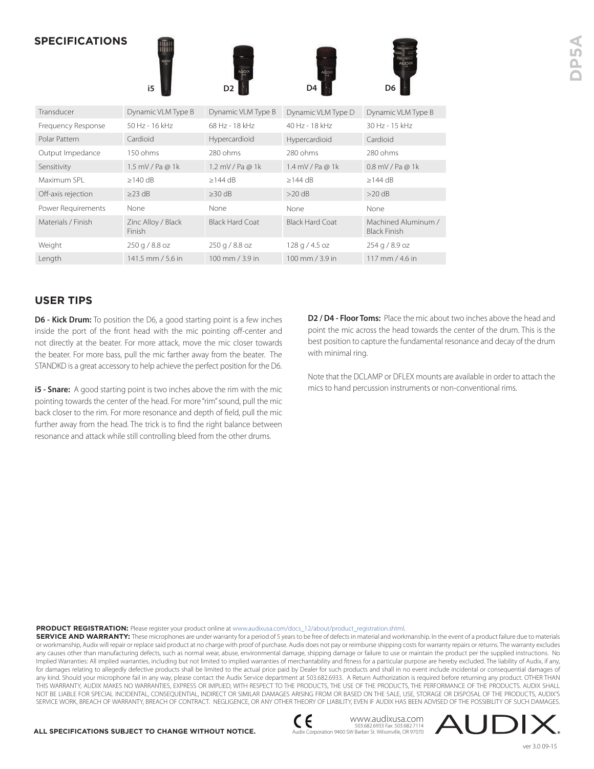## SPECIFICATIONS

| | i5 | D2 | D4 | D6 |
|---|---|---|---|---|
| Transducer | Dynamic VLM Type B | Dynamic VLM Type B | Dynamic VLM Type D | Dynamic VLM Type B |
| Frequency Response | 50 Hz - 16 kHz | 68 Hz - 18 kHz | 40 Hz - 18 kHz | 30 Hz - 15 kHz |
| Polar Pattern | Cardioid | Hypercardioid | Hypercardioid | Cardioid |
| Output Impedance | 150 ohms | 280 ohms | 280 ohms | 280 ohms |
| Sensitivity | 1.5 mV / Pa @ 1k | 1.2 mV / Pa @ 1k | 1.4 mV / Pa @ 1k | 0.8 mV / Pa @ 1k |
| Maximum SPL | ≥140 dB | ≥144 dB | ≥144 dB | ≥144 dB |
| Off-axis rejection | ≥23 dB | ≥30 dB | >20 dB | >20 dB |
| Power Requirements | None | None | None | None |
| Materials / Finish | Zinc Alloy / Black Finish | Black Hard Coat | Black Hard Coat | Machined Aluminum / Black Finish |
| Weight | 250 g / 8.8 oz | 250 g / 8.8 oz | 128 g / 4.5 oz | 254 g / 8.9 oz |
| Length | 141.5 mm / 5.6 in | 100 mm / 3.9 in | 100 mm / 3.9 in | 117 mm / 4.6 in |

## USER TIPS

**D6 - Kick Drum:** To position the D6, a good starting point is a few inches inside the port of the front head with the mic pointing off-center and not directly at the beater. For more attack, move the mic closer towards the beater. For more bass, pull the mic farther away from the beater. The STANDKD is a great accessory to help achieve the perfect position for the D6.

**i5 - Snare:** A good starting point is two inches above the rim with the mic pointing towards the center of the head. For more "rim" sound, pull the mic back closer to the rim. For more resonance and depth of field, pull the mic further away from the head. The trick is to find the right balance between resonance and attack while still controlling bleed from the other drums.

**D2 / D4 - Floor Toms:** Place the mic about two inches above the head and point the mic across the head towards the center of the drum. This is the best position to capture the fundamental resonance and decay of the drum with minimal ring.

Note that the DCLAMP or DFLEX mounts are available in order to attach the mics to hand percussion instruments or non-conventional rims.

**PRODUCT REGISTRATION:** Please register your product online at www.audixusa.com/docs_12/about/product_registration.shtml.

**SERVICE AND WARRANTY:** These microphones are under warranty for a period of 5 years to be free of defects in material and workmanship. In the event of a product failure due to materials or workmanship, Audix will repair or replace said product at no charge with proof of purchase. Audix does not pay or reimburse shipping costs for warranty repairs or returns. The warranty excludes any causes other than manufacturing defects, such as normal wear, abuse, environmental damage, shipping damage or failure to use or maintain the product per the supplied instructions. No Implied Warranties: All implied warranties, including but not limited to implied warranties of merchantability and fitness for a particular purpose are hereby excluded. The liability of Audix, if any, for damages relating to allegedly defective products shall be limited to the actual price paid by Dealer for such products and shall in no event include incidental or consequential damages of any kind. Should your microphone fail in any way, please contact the Audix Service department at 503.682.6933. A Return Authorization is required before returning any product. OTHER THAN THIS WARRANTY, AUDIX MAKES NO WARRANTIES, EXPRESS OR IMPLIED, WITH RESPECT TO THE PRODUCTS, THE USE OF THE PRODUCTS, THE PERFORMANCE OF THE PRODUCTS. AUDIX SHALL NOT BE LIABLE FOR SPECIAL INCIDENTAL, CONSEQUENTIAL, INDIRECT OR SIMILAR DAMAGES ARISING FROM OR BASED ON THE SALE, USE, STORAGE OR DISPOSAL OF THE PRODUCTS, AUDIX'S SERVICE WORK, BREACH OF WARRANTY, BREACH OF CONTRACT. NEGLIGENCE, OR ANY OTHER THEORY OF LIABILITY, EVEN IF AUDIX HAS BEEN ADVISED OF THE POSSIBILITY OF SUCH DAMAGES.

**ALL SPECIFICATIONS SUBJECT TO CHANGE WITHOUT NOTICE.**

www.audixusa.com
503.682.6933 Fax: 503.682.7114
Audix Corporation 9400 SW Barber St. Wilsonville, OR 97070

AUDIX

ver 3.0 09-15